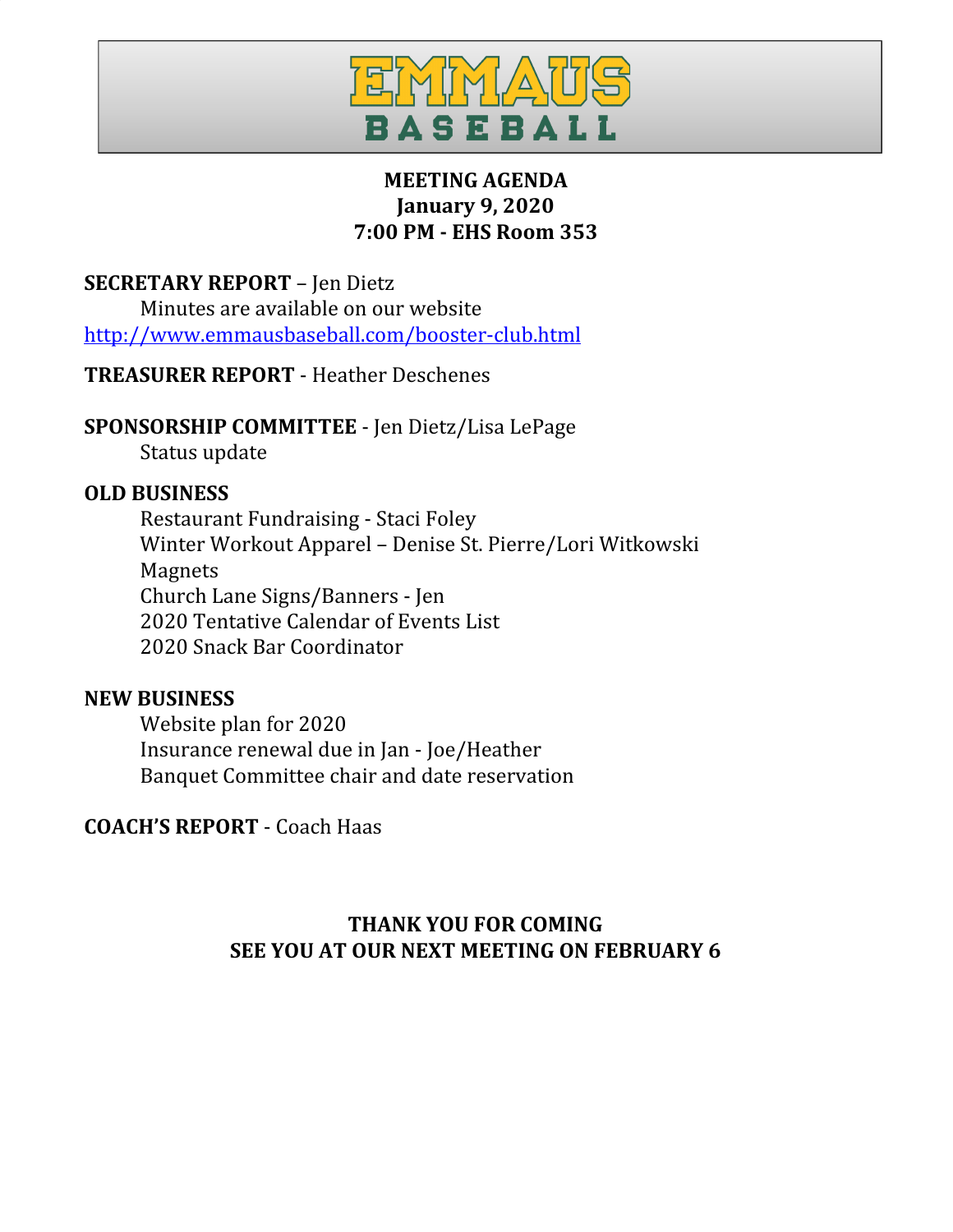# EMMAUS BASEBALL

**MEETING AGENDA**
**January 9, 2020**
**7:00 PM - EHS Room 353**

**SECRETARY REPORT** – Jen Dietz

Minutes are available on our website
http://www.emmausbaseball.com/booster-club.html

**TREASURER REPORT** - Heather Deschenes

**SPONSORSHIP COMMITTEE** - Jen Dietz/Lisa LePage

Status update

**OLD BUSINESS**

Restaurant Fundraising - Staci Foley
Winter Workout Apparel – Denise St. Pierre/Lori Witkowski
Magnets
Church Lane Signs/Banners - Jen
2020 Tentative Calendar of Events List
2020 Snack Bar Coordinator

**NEW BUSINESS**

Website plan for 2020
Insurance renewal due in Jan - Joe/Heather
Banquet Committee chair and date reservation

**COACH'S REPORT** - Coach Haas

**THANK YOU FOR COMING**
**SEE YOU AT OUR NEXT MEETING ON FEBRUARY 6**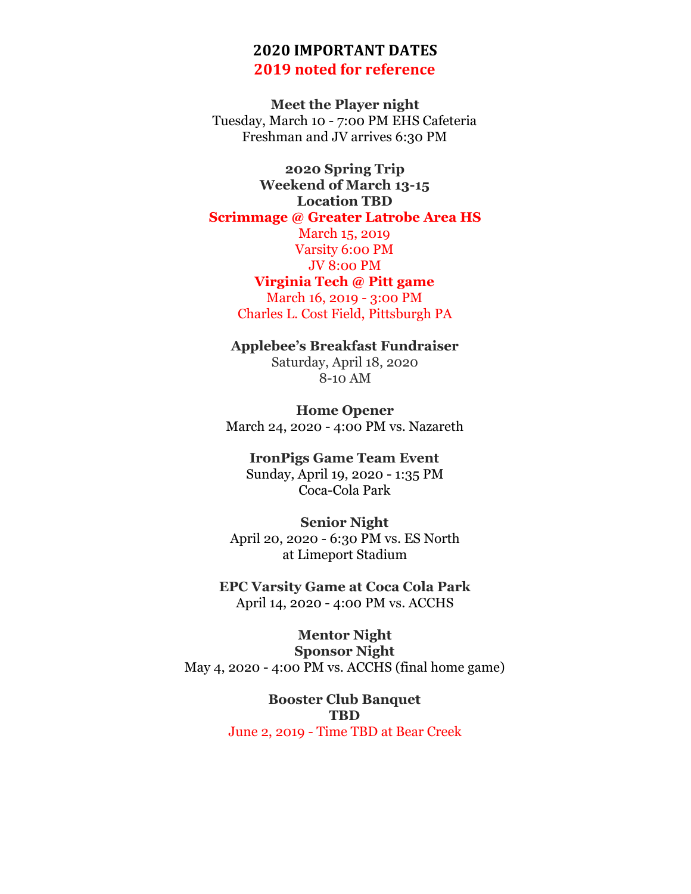## 2020 IMPORTANT DATES

## 2019 noted for reference

**Meet the Player night**
Tuesday, March 10 - 7:00 PM EHS Cafeteria
Freshman and JV arrives 6:30 PM

**2020 Spring Trip**
**Weekend of March 13-15**
**Location TBD**
**Scrimmage @ Greater Latrobe Area HS**
March 15, 2019
Varsity 6:00 PM
JV 8:00 PM
**Virginia Tech @ Pitt game**
March 16, 2019 - 3:00 PM
Charles L. Cost Field, Pittsburgh PA

**Applebee's Breakfast Fundraiser**
Saturday, April 18, 2020
8-10 AM

**Home Opener**
March 24, 2020 - 4:00 PM vs. Nazareth

**IronPigs Game Team Event**
Sunday, April 19, 2020 - 1:35 PM
Coca-Cola Park

**Senior Night**
April 20, 2020 - 6:30 PM vs. ES North
at Limeport Stadium

**EPC Varsity Game at Coca Cola Park**
April 14, 2020 - 4:00 PM vs. ACCHS

**Mentor Night**
**Sponsor Night**
May 4, 2020 - 4:00 PM vs. ACCHS (final home game)

**Booster Club Banquet**
**TBD**
June 2, 2019 - Time TBD at Bear Creek